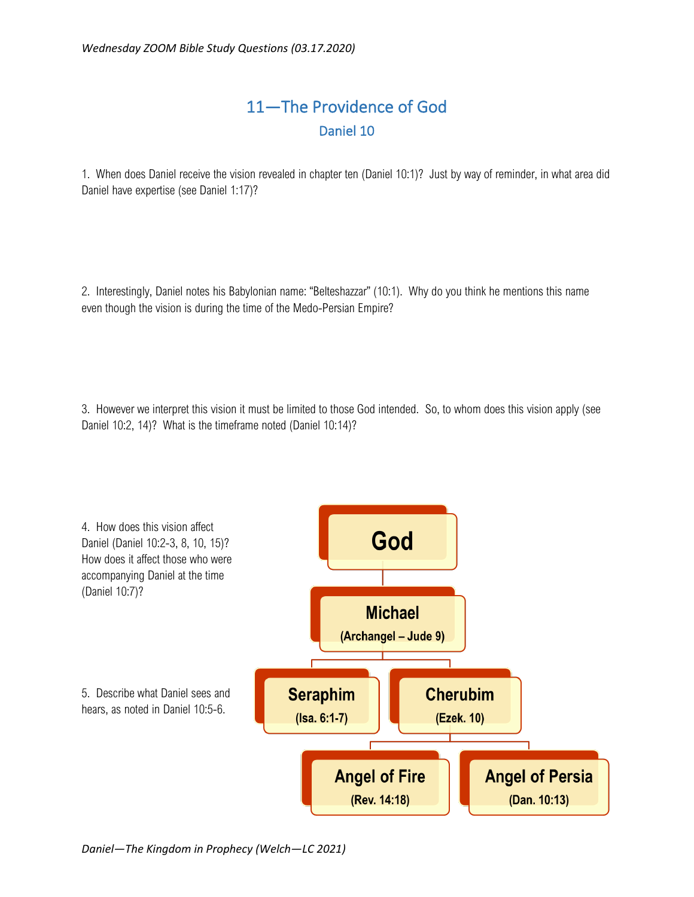## 11—The Providence of God

### Daniel 10

1. When does Daniel receive the vision revealed in chapter ten (Daniel 10:1)? Just by way of reminder, in what area did Daniel have expertise (see Daniel 1:17)?

2. Interestingly, Daniel notes his Babylonian name: "Belteshazzar" (10:1). Why do you think he mentions this name even though the vision is during the time of the Medo-Persian Empire?

3. However we interpret this vision it must be limited to those God intended. So, to whom does this vision apply (see Daniel 10:2, 14)? What is the timeframe noted (Daniel 10:14)?

4. How does this vision affect Daniel (Daniel 10:2-3, 8, 10, 15)? How does it affect those who were accompanying Daniel at the time (Daniel 10:7)?

5. Describe what Daniel sees and hears, as noted in Daniel 10:5-6.

- **God**
  - **Michael** (Archangel – Jude 9)
    - **Seraphim** (Isa. 6:1-7)
    - **Cherubim** (Ezek. 10)
      - **Angel of Fire** (Rev. 14:18)
      - **Angel of Persia** (Dan. 10:13)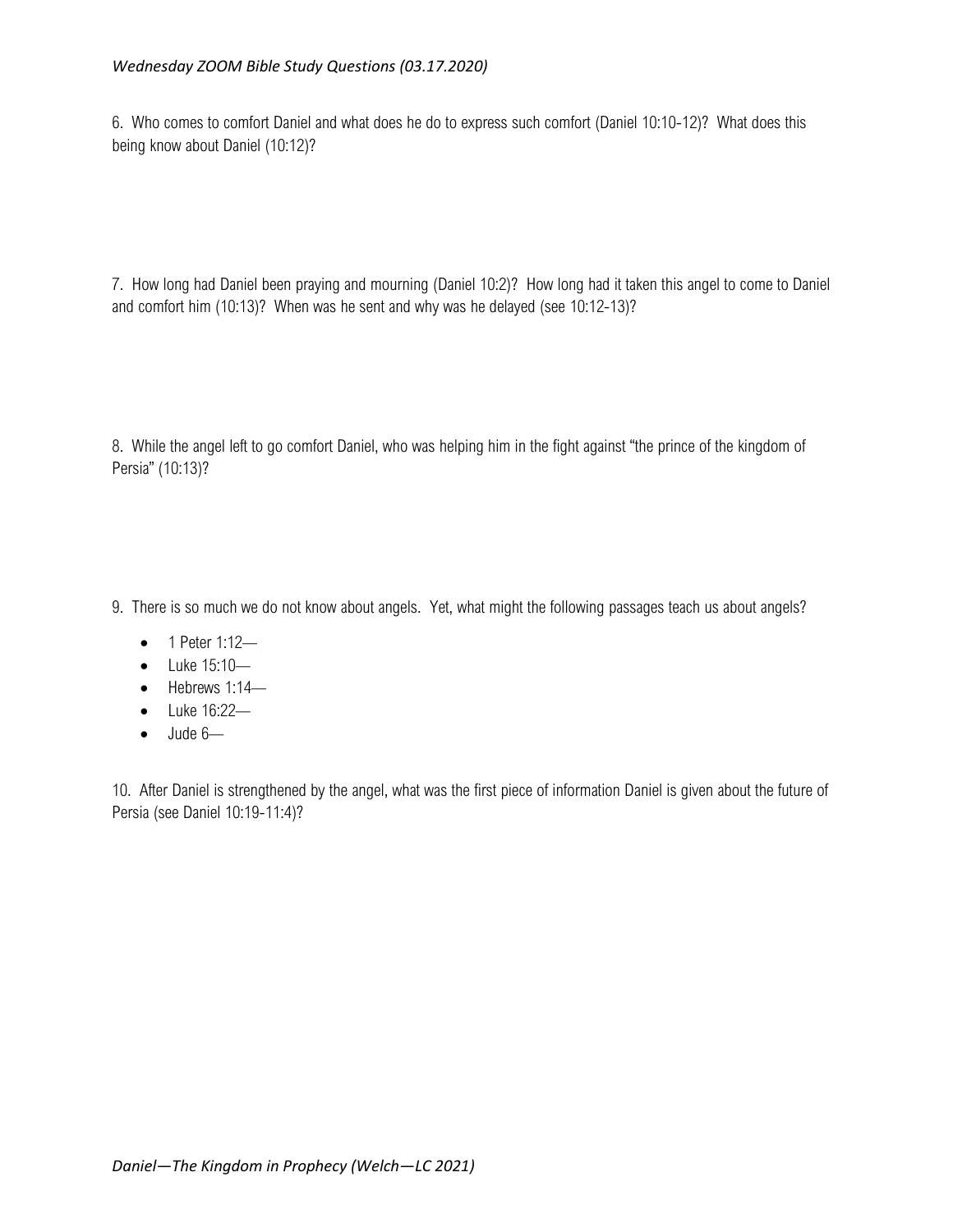6. Who comes to comfort Daniel and what does he do to express such comfort (Daniel 10:10-12)? What does this being know about Daniel (10:12)?

7. How long had Daniel been praying and mourning (Daniel 10:2)? How long had it taken this angel to come to Daniel and comfort him (10:13)? When was he sent and why was he delayed (see 10:12-13)?

8. While the angel left to go comfort Daniel, who was helping him in the fight against "the prince of the kingdom of Persia" (10:13)?

9. There is so much we do not know about angels. Yet, what might the following passages teach us about angels?

- 1 Peter 1:12—
- Luke 15:10—
- Hebrews 1:14—
- Luke 16:22—
- Jude 6—

10. After Daniel is strengthened by the angel, what was the first piece of information Daniel is given about the future of Persia (see Daniel 10:19-11:4)?